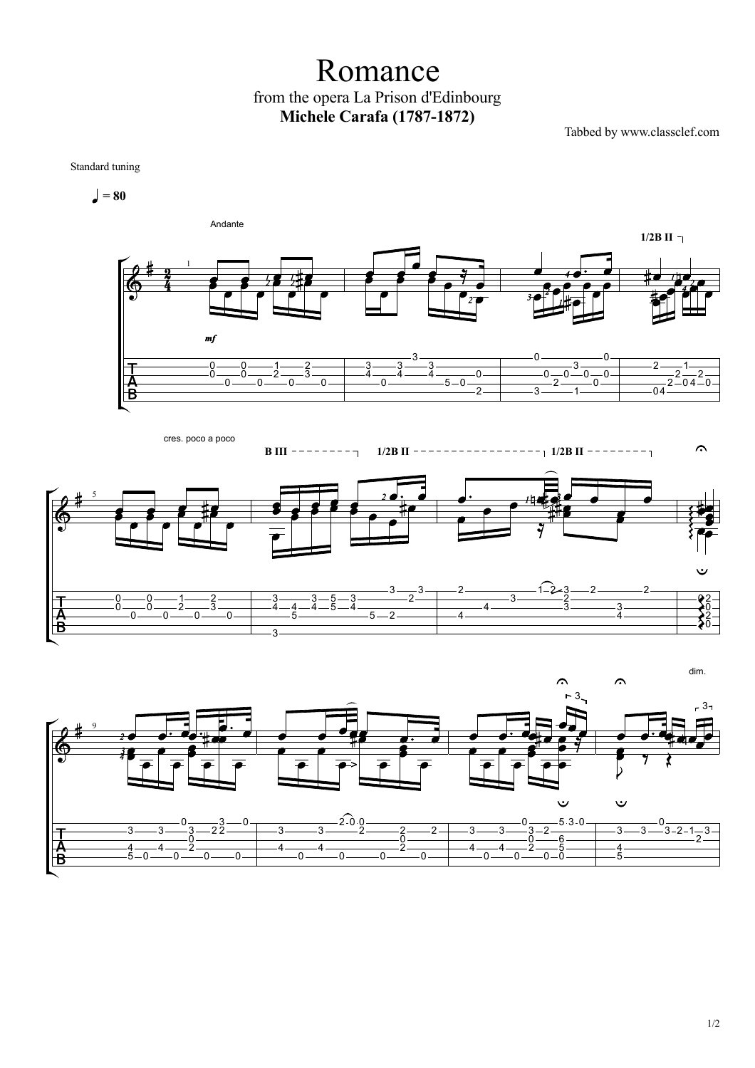# Romance

from the opera La Prison d'Edinbourg

**Michele Carafa (1787-1872)**

Tabbed by www.classclef.com

Standard tuning

♩ = 80

Andante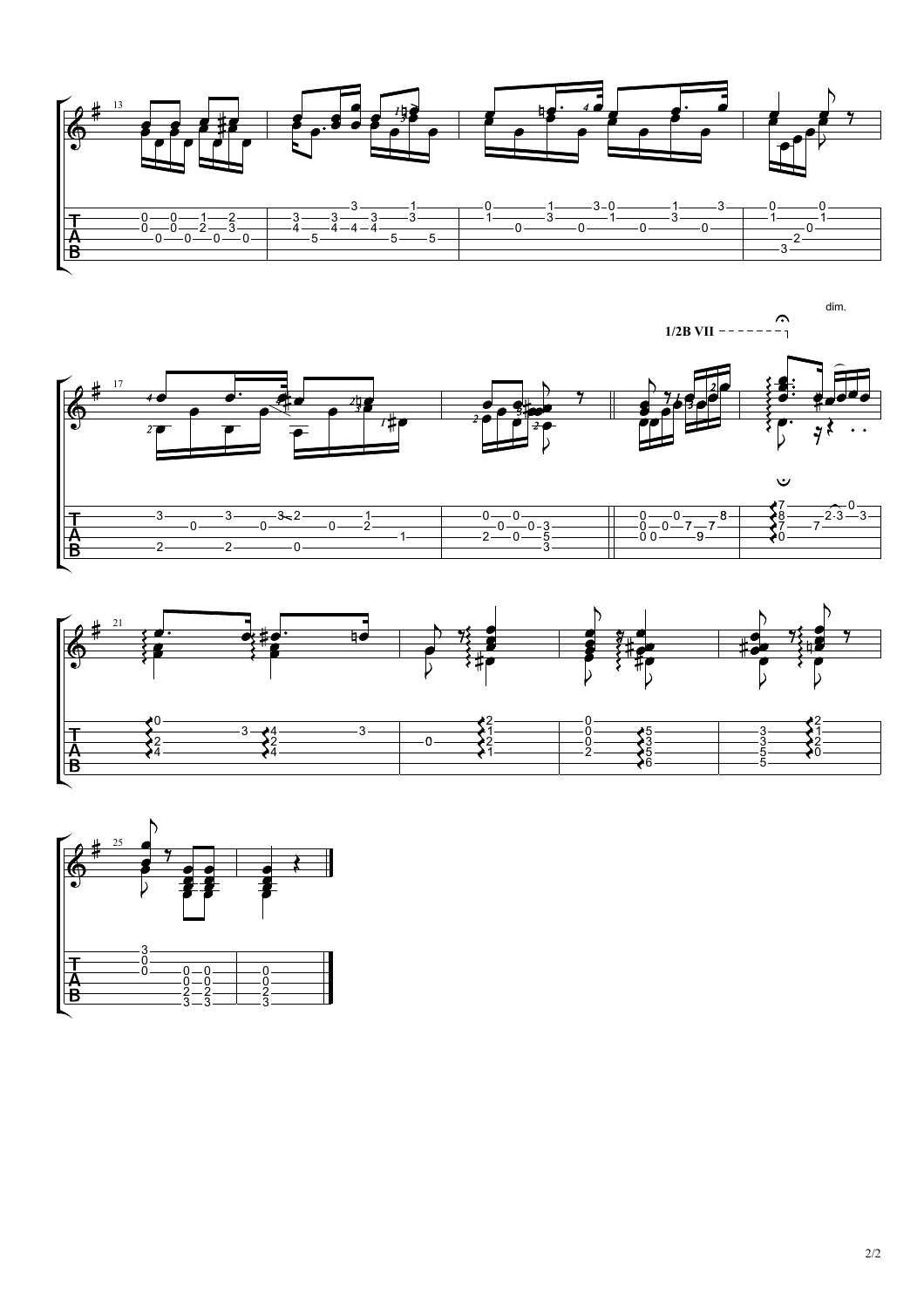dim.

1/2B VII